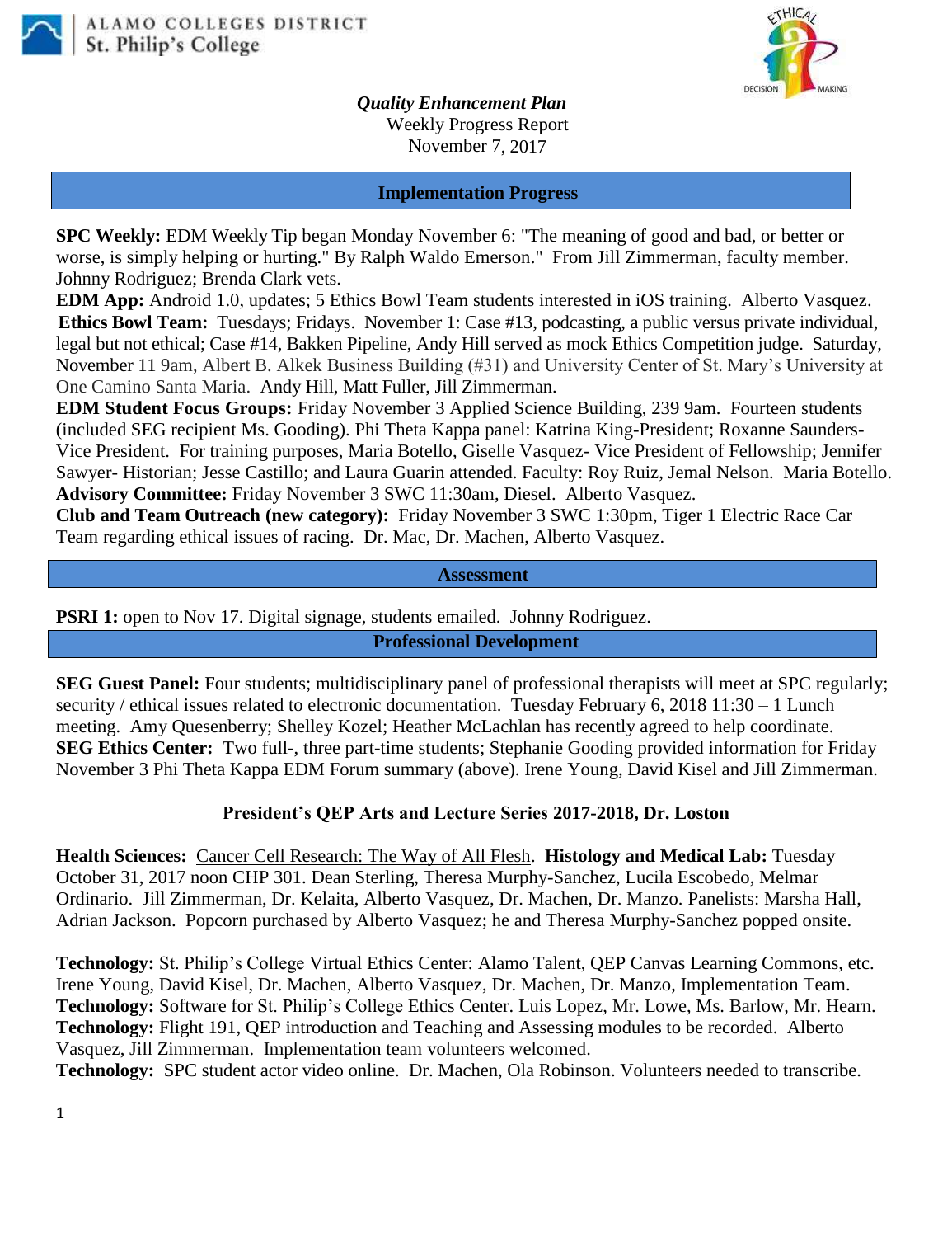ALAMO COLLEGES DISTRICT
St. Philip's College

***Quality Enhancement Plan***
Weekly Progress Report
November 7, 2017

## Implementation Progress

**SPC Weekly:** EDM Weekly Tip began Monday November 6: "The meaning of good and bad, or better or worse, is simply helping or hurting." By Ralph Waldo Emerson." From Jill Zimmerman, faculty member. Johnny Rodriguez; Brenda Clark vets.
**EDM App:** Android 1.0, updates; 5 Ethics Bowl Team students interested in iOS training. Alberto Vasquez.
**Ethics Bowl Team:** Tuesdays; Fridays. November 1: Case #13, podcasting, a public versus private individual, legal but not ethical; Case #14, Bakken Pipeline, Andy Hill served as mock Ethics Competition judge. Saturday, November 11 9am, Albert B. Alkek Business Building (#31) and University Center of St. Mary's University at One Camino Santa Maria. Andy Hill, Matt Fuller, Jill Zimmerman.
**EDM Student Focus Groups:** Friday November 3 Applied Science Building, 239 9am. Fourteen students (included SEG recipient Ms. Gooding). Phi Theta Kappa panel: Katrina King-President; Roxanne Saunders-Vice President. For training purposes, Maria Botello, Giselle Vasquez- Vice President of Fellowship; Jennifer Sawyer- Historian; Jesse Castillo; and Laura Guarin attended. Faculty: Roy Ruiz, Jemal Nelson. Maria Botello.
**Advisory Committee:** Friday November 3 SWC 11:30am, Diesel. Alberto Vasquez.
**Club and Team Outreach (new category):** Friday November 3 SWC 1:30pm, Tiger 1 Electric Race Car Team regarding ethical issues of racing. Dr. Mac, Dr. Machen, Alberto Vasquez.

## Assessment

**PSRI 1:** open to Nov 17. Digital signage, students emailed. Johnny Rodriguez.

## Professional Development

**SEG Guest Panel:** Four students; multidisciplinary panel of professional therapists will meet at SPC regularly; security / ethical issues related to electronic documentation. Tuesday February 6, 2018 11:30 – 1 Lunch meeting. Amy Quesenberry; Shelley Kozel; Heather McLachlan has recently agreed to help coordinate.
**SEG Ethics Center:** Two full-, three part-time students; Stephanie Gooding provided information for Friday November 3 Phi Theta Kappa EDM Forum summary (above). Irene Young, David Kisel and Jill Zimmerman.

### President's QEP Arts and Lecture Series 2017-2018, Dr. Loston

**Health Sciences:** Cancer Cell Research: The Way of All Flesh. **Histology and Medical Lab:** Tuesday October 31, 2017 noon CHP 301. Dean Sterling, Theresa Murphy-Sanchez, Lucila Escobedo, Melmar Ordinario. Jill Zimmerman, Dr. Kelaita, Alberto Vasquez, Dr. Machen, Dr. Manzo. Panelists: Marsha Hall, Adrian Jackson. Popcorn purchased by Alberto Vasquez; he and Theresa Murphy-Sanchez popped onsite.

**Technology:** St. Philip's College Virtual Ethics Center: Alamo Talent, QEP Canvas Learning Commons, etc. Irene Young, David Kisel, Dr. Machen, Alberto Vasquez, Dr. Machen, Dr. Manzo, Implementation Team.
**Technology:** Software for St. Philip's College Ethics Center. Luis Lopez, Mr. Lowe, Ms. Barlow, Mr. Hearn.
**Technology:** Flight 191, QEP introduction and Teaching and Assessing modules to be recorded. Alberto Vasquez, Jill Zimmerman. Implementation team volunteers welcomed.
**Technology:** SPC student actor video online. Dr. Machen, Ola Robinson. Volunteers needed to transcribe.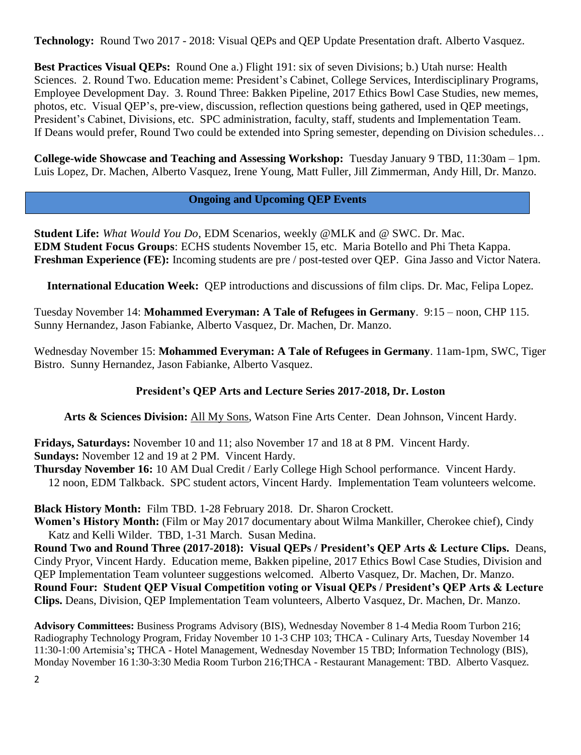**Technology:** Round Two 2017 - 2018: Visual QEPs and QEP Update Presentation draft. Alberto Vasquez.

**Best Practices Visual QEPs:** Round One a.) Flight 191: six of seven Divisions; b.) Utah nurse: Health Sciences. 2. Round Two. Education meme: President's Cabinet, College Services, Interdisciplinary Programs, Employee Development Day. 3. Round Three: Bakken Pipeline, 2017 Ethics Bowl Case Studies, new memes, photos, etc. Visual QEP's, pre-view, discussion, reflection questions being gathered, used in QEP meetings, President's Cabinet, Divisions, etc. SPC administration, faculty, staff, students and Implementation Team. If Deans would prefer, Round Two could be extended into Spring semester, depending on Division schedules…

**College-wide Showcase and Teaching and Assessing Workshop:** Tuesday January 9 TBD, 11:30am – 1pm. Luis Lopez, Dr. Machen, Alberto Vasquez, Irene Young, Matt Fuller, Jill Zimmerman, Andy Hill, Dr. Manzo.

## Ongoing and Upcoming QEP Events

**Student Life:** *What Would You Do*, EDM Scenarios, weekly @MLK and @ SWC. Dr. Mac.
**EDM Student Focus Groups**: ECHS students November 15, etc. Maria Botello and Phi Theta Kappa.
**Freshman Experience (FE):** Incoming students are pre / post-tested over QEP. Gina Jasso and Victor Natera.

**International Education Week:** QEP introductions and discussions of film clips. Dr. Mac, Felipa Lopez.

Tuesday November 14: **Mohammed Everyman: A Tale of Refugees in Germany**. 9:15 – noon, CHP 115. Sunny Hernandez, Jason Fabianke, Alberto Vasquez, Dr. Machen, Dr. Manzo.

Wednesday November 15: **Mohammed Everyman: A Tale of Refugees in Germany**. 11am-1pm, SWC, Tiger Bistro. Sunny Hernandez, Jason Fabianke, Alberto Vasquez.

### President's QEP Arts and Lecture Series 2017-2018, Dr. Loston

**Arts & Sciences Division:** All My Sons, Watson Fine Arts Center. Dean Johnson, Vincent Hardy.

**Fridays, Saturdays:** November 10 and 11; also November 17 and 18 at 8 PM. Vincent Hardy.
**Sundays:** November 12 and 19 at 2 PM. Vincent Hardy.
**Thursday November 16:** 10 AM Dual Credit / Early College High School performance. Vincent Hardy.
12 noon, EDM Talkback. SPC student actors, Vincent Hardy. Implementation Team volunteers welcome.

**Black History Month:** Film TBD. 1-28 February 2018. Dr. Sharon Crockett.
**Women's History Month:** (Film or May 2017 documentary about Wilma Mankiller, Cherokee chief), Cindy Katz and Kelli Wilder. TBD, 1-31 March. Susan Medina.
**Round Two and Round Three (2017-2018): Visual QEPs / President's QEP Arts & Lecture Clips.** Deans, Cindy Pryor, Vincent Hardy. Education meme, Bakken pipeline, 2017 Ethics Bowl Case Studies, Division and QEP Implementation Team volunteer suggestions welcomed. Alberto Vasquez, Dr. Machen, Dr. Manzo.
**Round Four: Student QEP Visual Competition voting or Visual QEPs / President's QEP Arts & Lecture Clips.** Deans, Division, QEP Implementation Team volunteers, Alberto Vasquez, Dr. Machen, Dr. Manzo.

**Advisory Committees:** Business Programs Advisory (BIS), Wednesday November 8 1-4 Media Room Turbon 216; Radiography Technology Program, Friday November 10 1-3 CHP 103; THCA - Culinary Arts, Tuesday November 14 11:30-1:00 Artemisia's**;** THCA - Hotel Management, Wednesday November 15 TBD; Information Technology (BIS), Monday November 16 1:30-3:30 Media Room Turbon 216;THCA - Restaurant Management: TBD. Alberto Vasquez.